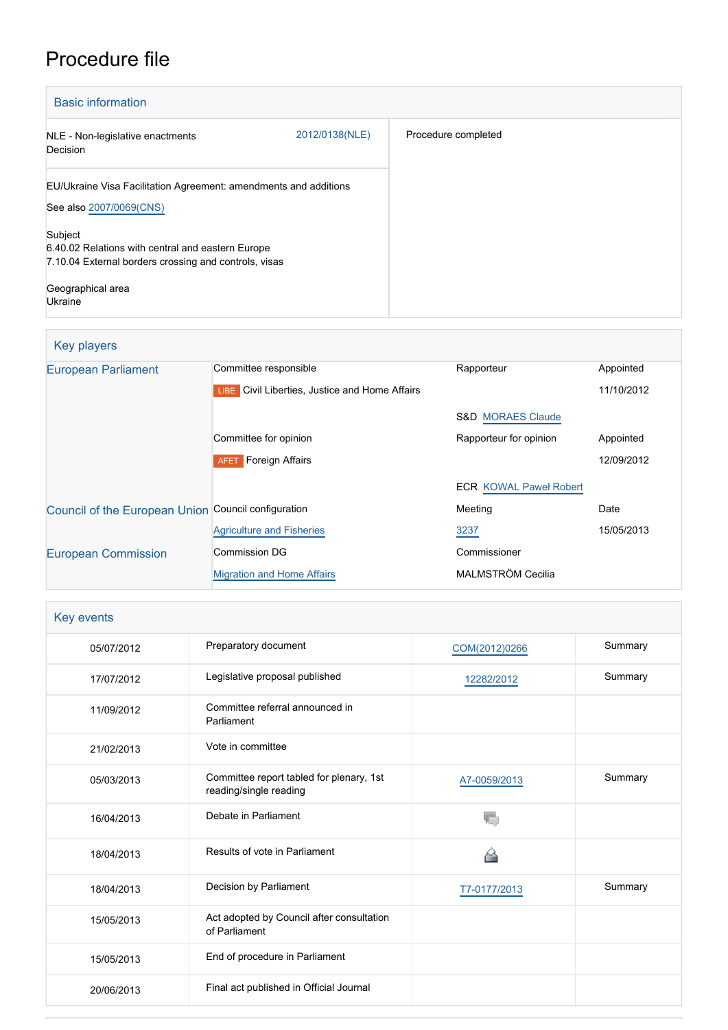# Procedure file

## Basic information

| | | |
|---|---|---|
| NLE - Non-legislative enactments<br>Decision | 2012/0138(NLE) | Procedure completed |
| EU/Ukraine Visa Facilitation Agreement: amendments and additions<br><br>See also 2007/0069(CNS)<br><br>Subject<br>6.40.02 Relations with central and eastern Europe<br>7.10.04 External borders crossing and controls, visas<br><br>Geographical area<br>Ukraine | | |

## Key players

| | | | |
|---|---|---|---|
| European Parliament | Committee responsible | Rapporteur | Appointed |
| | LIBE Civil Liberties, Justice and Home Affairs | | 11/10/2012 |
| | | S&D MORAES Claude | |
| | Committee for opinion | Rapporteur for opinion | Appointed |
| | AFET Foreign Affairs | | 12/09/2012 |
| | | ECR KOWAL Paweł Robert | |
| Council of the European Union | Council configuration | Meeting | Date |
| | Agriculture and Fisheries | 3237 | 15/05/2013 |
| European Commission | Commission DG | Commissioner | |
| | Migration and Home Affairs | MALMSTRÖM Cecilia | |

## Key events

| | | | |
|---|---|---|---|
| 05/07/2012 | Preparatory document | COM(2012)0266 | Summary |
| 17/07/2012 | Legislative proposal published | 12282/2012 | Summary |
| 11/09/2012 | Committee referral announced in Parliament | | |
| 21/02/2013 | Vote in committee | | |
| 05/03/2013 | Committee report tabled for plenary, 1st reading/single reading | A7-0059/2013 | Summary |
| 16/04/2013 | Debate in Parliament | | |
| 18/04/2013 | Results of vote in Parliament | | |
| 18/04/2013 | Decision by Parliament | T7-0177/2013 | Summary |
| 15/05/2013 | Act adopted by Council after consultation of Parliament | | |
| 15/05/2013 | End of procedure in Parliament | | |
| 20/06/2013 | Final act published in Official Journal | | |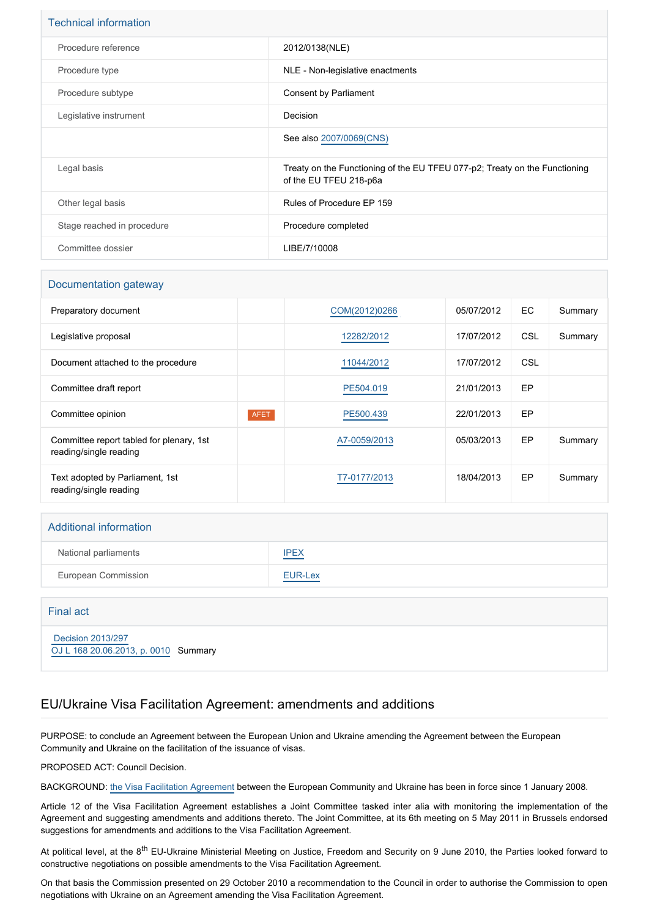## Technical information

| | |
|---|---|
| Procedure reference | 2012/0138(NLE) |
| Procedure type | NLE - Non-legislative enactments |
| Procedure subtype | Consent by Parliament |
| Legislative instrument | Decision |
| | See also 2007/0069(CNS) |
| Legal basis | Treaty on the Functioning of the EU TFEU 077-p2; Treaty on the Functioning of the EU TFEU 218-p6a |
| Other legal basis | Rules of Procedure EP 159 |
| Stage reached in procedure | Procedure completed |
| Committee dossier | LIBE/7/10008 |

## Documentation gateway

| | | | | | |
|---|---|---|---|---|---|
| Preparatory document | | COM(2012)0266 | 05/07/2012 | EC | Summary |
| Legislative proposal | | 12282/2012 | 17/07/2012 | CSL | Summary |
| Document attached to the procedure | | 11044/2012 | 17/07/2012 | CSL | |
| Committee draft report | | PE504.019 | 21/01/2013 | EP | |
| Committee opinion | AFET | PE500.439 | 22/01/2013 | EP | |
| Committee report tabled for plenary, 1st reading/single reading | | A7-0059/2013 | 05/03/2013 | EP | Summary |
| Text adopted by Parliament, 1st reading/single reading | | T7-0177/2013 | 18/04/2013 | EP | Summary |

## Additional information

| | |
|---|---|
| National parliaments | IPEX |
| European Commission | EUR-Lex |

## Final act

Decision 2013/297
OJ L 168 20.06.2013, p. 0010 Summary

## EU/Ukraine Visa Facilitation Agreement: amendments and additions

PURPOSE: to conclude an Agreement between the European Union and Ukraine amending the Agreement between the European Community and Ukraine on the facilitation of the issuance of visas.

PROPOSED ACT: Council Decision.

BACKGROUND: the Visa Facilitation Agreement between the European Community and Ukraine has been in force since 1 January 2008.

Article 12 of the Visa Facilitation Agreement establishes a Joint Committee tasked inter alia with monitoring the implementation of the Agreement and suggesting amendments and additions thereto. The Joint Committee, at its 6th meeting on 5 May 2011 in Brussels endorsed suggestions for amendments and additions to the Visa Facilitation Agreement.

At political level, at the 8th EU-Ukraine Ministerial Meeting on Justice, Freedom and Security on 9 June 2010, the Parties looked forward to constructive negotiations on possible amendments to the Visa Facilitation Agreement.

On that basis the Commission presented on 29 October 2010 a recommendation to the Council in order to authorise the Commission to open negotiations with Ukraine on an Agreement amending the Visa Facilitation Agreement.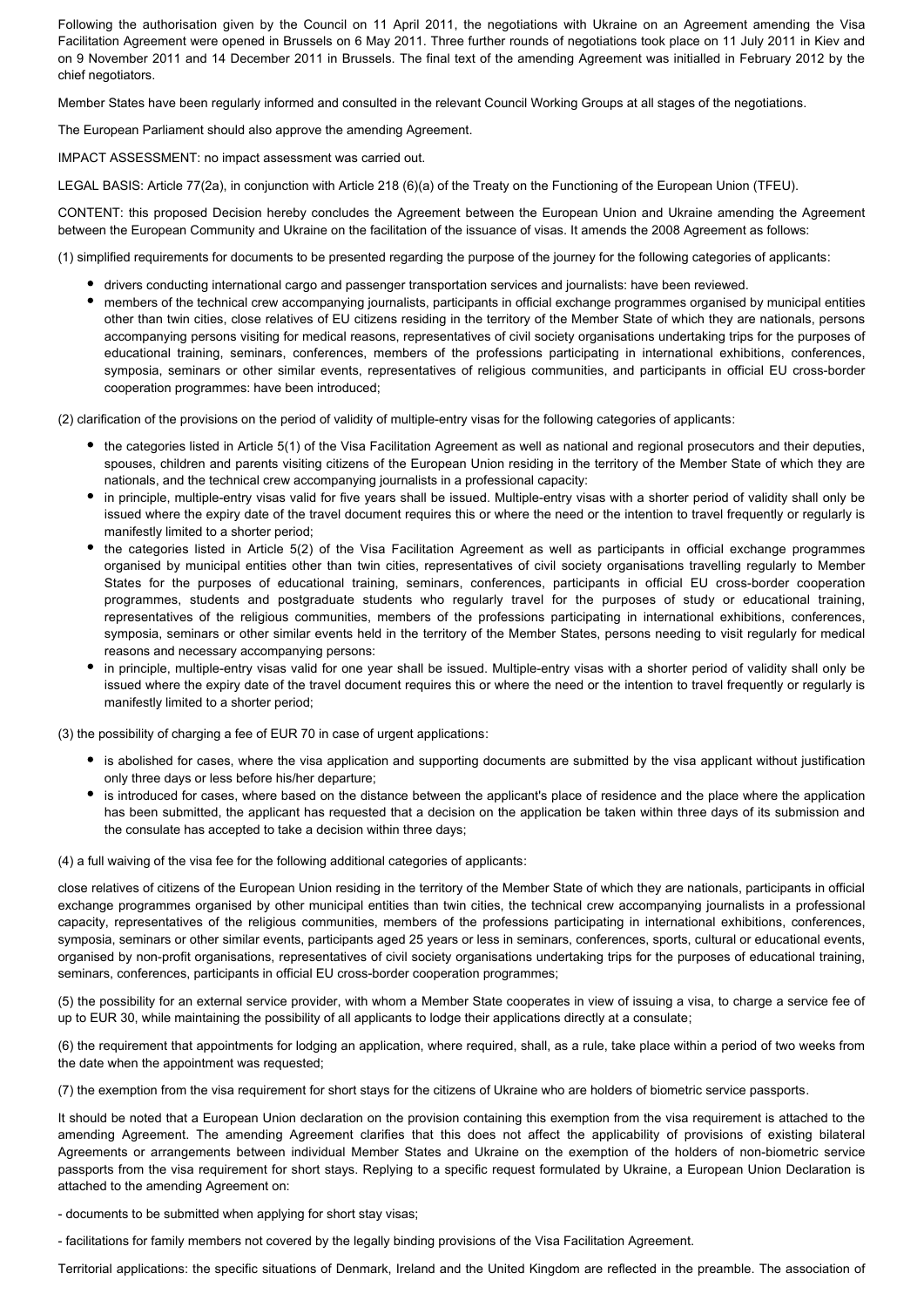Following the authorisation given by the Council on 11 April 2011, the negotiations with Ukraine on an Agreement amending the Visa Facilitation Agreement were opened in Brussels on 6 May 2011. Three further rounds of negotiations took place on 11 July 2011 in Kiev and on 9 November 2011 and 14 December 2011 in Brussels. The final text of the amending Agreement was initialled in February 2012 by the chief negotiators.

Member States have been regularly informed and consulted in the relevant Council Working Groups at all stages of the negotiations.

The European Parliament should also approve the amending Agreement.

IMPACT ASSESSMENT: no impact assessment was carried out.

LEGAL BASIS: Article 77(2a), in conjunction with Article 218 (6)(a) of the Treaty on the Functioning of the European Union (TFEU).

CONTENT: this proposed Decision hereby concludes the Agreement between the European Union and Ukraine amending the Agreement between the European Community and Ukraine on the facilitation of the issuance of visas. It amends the 2008 Agreement as follows:

(1) simplified requirements for documents to be presented regarding the purpose of the journey for the following categories of applicants:

- drivers conducting international cargo and passenger transportation services and journalists: have been reviewed.
- members of the technical crew accompanying journalists, participants in official exchange programmes organised by municipal entities other than twin cities, close relatives of EU citizens residing in the territory of the Member State of which they are nationals, persons accompanying persons visiting for medical reasons, representatives of civil society organisations undertaking trips for the purposes of educational training, seminars, conferences, members of the professions participating in international exhibitions, conferences, symposia, seminars or other similar events, representatives of religious communities, and participants in official EU cross-border cooperation programmes: have been introduced;

(2) clarification of the provisions on the period of validity of multiple-entry visas for the following categories of applicants:

- the categories listed in Article 5(1) of the Visa Facilitation Agreement as well as national and regional prosecutors and their deputies, spouses, children and parents visiting citizens of the European Union residing in the territory of the Member State of which they are nationals, and the technical crew accompanying journalists in a professional capacity:
- in principle, multiple-entry visas valid for five years shall be issued. Multiple-entry visas with a shorter period of validity shall only be issued where the expiry date of the travel document requires this or where the need or the intention to travel frequently or regularly is manifestly limited to a shorter period;
- the categories listed in Article 5(2) of the Visa Facilitation Agreement as well as participants in official exchange programmes organised by municipal entities other than twin cities, representatives of civil society organisations travelling regularly to Member States for the purposes of educational training, seminars, conferences, participants in official EU cross-border cooperation programmes, students and postgraduate students who regularly travel for the purposes of study or educational training, representatives of the religious communities, members of the professions participating in international exhibitions, conferences, symposia, seminars or other similar events held in the territory of the Member States, persons needing to visit regularly for medical reasons and necessary accompanying persons:
- in principle, multiple-entry visas valid for one year shall be issued. Multiple-entry visas with a shorter period of validity shall only be issued where the expiry date of the travel document requires this or where the need or the intention to travel frequently or regularly is manifestly limited to a shorter period;

(3) the possibility of charging a fee of EUR 70 in case of urgent applications:

- is abolished for cases, where the visa application and supporting documents are submitted by the visa applicant without justification only three days or less before his/her departure;
- is introduced for cases, where based on the distance between the applicant's place of residence and the place where the application has been submitted, the applicant has requested that a decision on the application be taken within three days of its submission and the consulate has accepted to take a decision within three days;

(4) a full waiving of the visa fee for the following additional categories of applicants:

close relatives of citizens of the European Union residing in the territory of the Member State of which they are nationals, participants in official exchange programmes organised by other municipal entities than twin cities, the technical crew accompanying journalists in a professional capacity, representatives of the religious communities, members of the professions participating in international exhibitions, conferences, symposia, seminars or other similar events, participants aged 25 years or less in seminars, conferences, sports, cultural or educational events, organised by non-profit organisations, representatives of civil society organisations undertaking trips for the purposes of educational training, seminars, conferences, participants in official EU cross-border cooperation programmes;

(5) the possibility for an external service provider, with whom a Member State cooperates in view of issuing a visa, to charge a service fee of up to EUR 30, while maintaining the possibility of all applicants to lodge their applications directly at a consulate;

(6) the requirement that appointments for lodging an application, where required, shall, as a rule, take place within a period of two weeks from the date when the appointment was requested;

(7) the exemption from the visa requirement for short stays for the citizens of Ukraine who are holders of biometric service passports.

It should be noted that a European Union declaration on the provision containing this exemption from the visa requirement is attached to the amending Agreement. The amending Agreement clarifies that this does not affect the applicability of provisions of existing bilateral Agreements or arrangements between individual Member States and Ukraine on the exemption of the holders of non-biometric service passports from the visa requirement for short stays. Replying to a specific request formulated by Ukraine, a European Union Declaration is attached to the amending Agreement on:

- documents to be submitted when applying for short stay visas;

- facilitations for family members not covered by the legally binding provisions of the Visa Facilitation Agreement.

Territorial applications: the specific situations of Denmark, Ireland and the United Kingdom are reflected in the preamble. The association of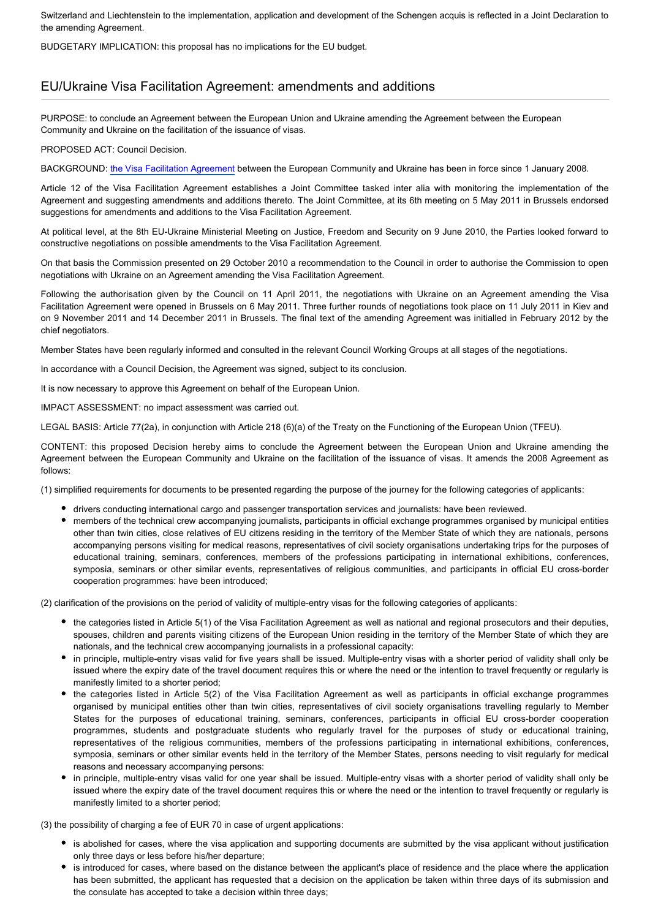Switzerland and Liechtenstein to the implementation, application and development of the Schengen acquis is reflected in a Joint Declaration to the amending Agreement.

BUDGETARY IMPLICATION: this proposal has no implications for the EU budget.

## EU/Ukraine Visa Facilitation Agreement: amendments and additions

PURPOSE: to conclude an Agreement between the European Union and Ukraine amending the Agreement between the European Community and Ukraine on the facilitation of the issuance of visas.

PROPOSED ACT: Council Decision.

BACKGROUND: the Visa Facilitation Agreement between the European Community and Ukraine has been in force since 1 January 2008.

Article 12 of the Visa Facilitation Agreement establishes a Joint Committee tasked inter alia with monitoring the implementation of the Agreement and suggesting amendments and additions thereto. The Joint Committee, at its 6th meeting on 5 May 2011 in Brussels endorsed suggestions for amendments and additions to the Visa Facilitation Agreement.

At political level, at the 8th EU-Ukraine Ministerial Meeting on Justice, Freedom and Security on 9 June 2010, the Parties looked forward to constructive negotiations on possible amendments to the Visa Facilitation Agreement.

On that basis the Commission presented on 29 October 2010 a recommendation to the Council in order to authorise the Commission to open negotiations with Ukraine on an Agreement amending the Visa Facilitation Agreement.

Following the authorisation given by the Council on 11 April 2011, the negotiations with Ukraine on an Agreement amending the Visa Facilitation Agreement were opened in Brussels on 6 May 2011. Three further rounds of negotiations took place on 11 July 2011 in Kiev and on 9 November 2011 and 14 December 2011 in Brussels. The final text of the amending Agreement was initialled in February 2012 by the chief negotiators.

Member States have been regularly informed and consulted in the relevant Council Working Groups at all stages of the negotiations.

In accordance with a Council Decision, the Agreement was signed, subject to its conclusion.

It is now necessary to approve this Agreement on behalf of the European Union.

IMPACT ASSESSMENT: no impact assessment was carried out.

LEGAL BASIS: Article 77(2a), in conjunction with Article 218 (6)(a) of the Treaty on the Functioning of the European Union (TFEU).

CONTENT: this proposed Decision hereby aims to conclude the Agreement between the European Union and Ukraine amending the Agreement between the European Community and Ukraine on the facilitation of the issuance of visas. It amends the 2008 Agreement as follows:

(1) simplified requirements for documents to be presented regarding the purpose of the journey for the following categories of applicants:

- drivers conducting international cargo and passenger transportation services and journalists: have been reviewed.
- members of the technical crew accompanying journalists, participants in official exchange programmes organised by municipal entities other than twin cities, close relatives of EU citizens residing in the territory of the Member State of which they are nationals, persons accompanying persons visiting for medical reasons, representatives of civil society organisations undertaking trips for the purposes of educational training, seminars, conferences, members of the professions participating in international exhibitions, conferences, symposia, seminars or other similar events, representatives of religious communities, and participants in official EU cross-border cooperation programmes: have been introduced;

(2) clarification of the provisions on the period of validity of multiple-entry visas for the following categories of applicants:

- the categories listed in Article 5(1) of the Visa Facilitation Agreement as well as national and regional prosecutors and their deputies, spouses, children and parents visiting citizens of the European Union residing in the territory of the Member State of which they are nationals, and the technical crew accompanying journalists in a professional capacity:
- in principle, multiple-entry visas valid for five years shall be issued. Multiple-entry visas with a shorter period of validity shall only be issued where the expiry date of the travel document requires this or where the need or the intention to travel frequently or regularly is manifestly limited to a shorter period;
- the categories listed in Article 5(2) of the Visa Facilitation Agreement as well as participants in official exchange programmes organised by municipal entities other than twin cities, representatives of civil society organisations travelling regularly to Member States for the purposes of educational training, seminars, conferences, participants in official EU cross-border cooperation programmes, students and postgraduate students who regularly travel for the purposes of study or educational training, representatives of the religious communities, members of the professions participating in international exhibitions, conferences, symposia, seminars or other similar events held in the territory of the Member States, persons needing to visit regularly for medical reasons and necessary accompanying persons:
- in principle, multiple-entry visas valid for one year shall be issued. Multiple-entry visas with a shorter period of validity shall only be issued where the expiry date of the travel document requires this or where the need or the intention to travel frequently or regularly is manifestly limited to a shorter period;

(3) the possibility of charging a fee of EUR 70 in case of urgent applications:

- is abolished for cases, where the visa application and supporting documents are submitted by the visa applicant without justification only three days or less before his/her departure;
- is introduced for cases, where based on the distance between the applicant's place of residence and the place where the application has been submitted, the applicant has requested that a decision on the application be taken within three days of its submission and the consulate has accepted to take a decision within three days;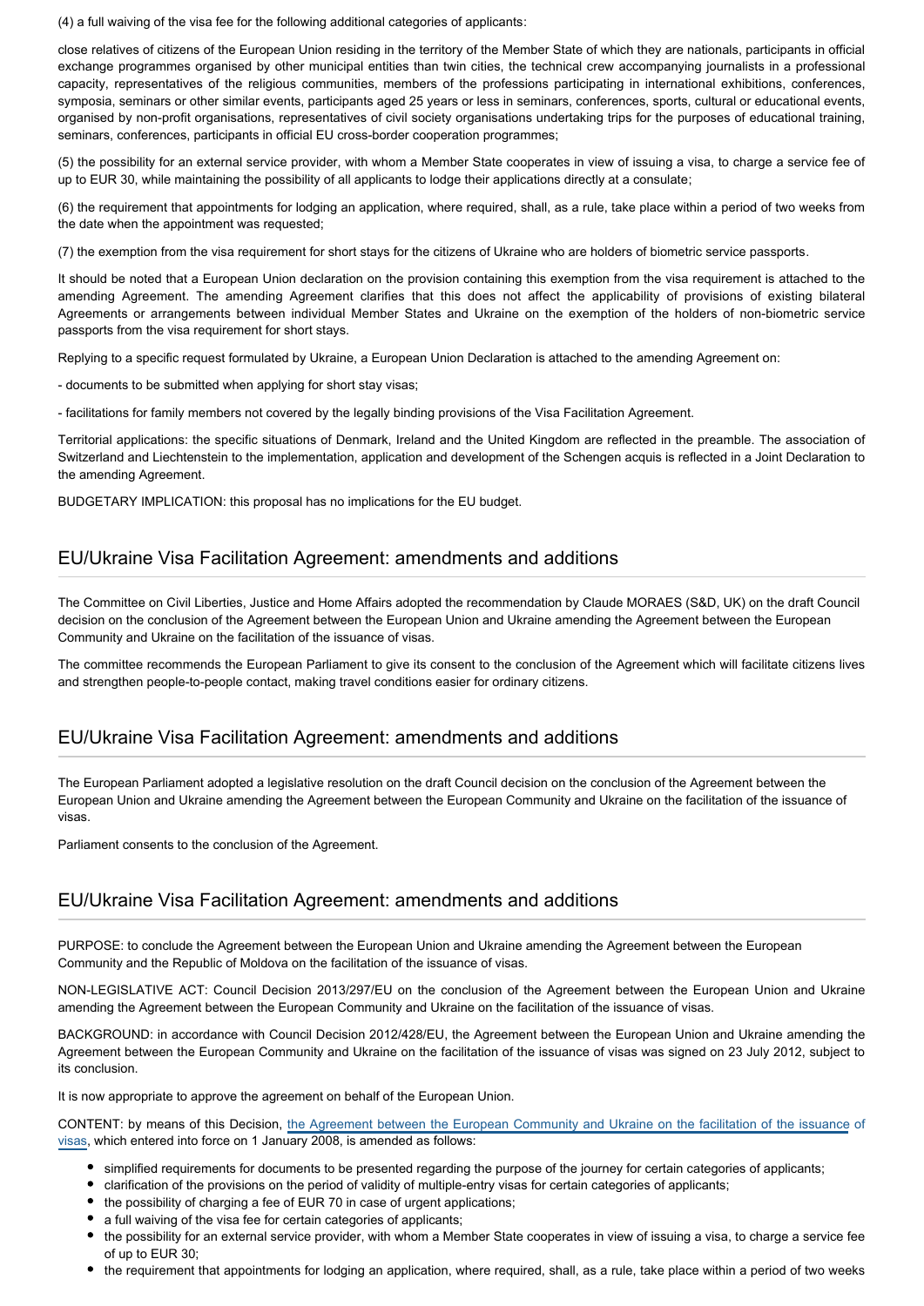(4) a full waiving of the visa fee for the following additional categories of applicants:

close relatives of citizens of the European Union residing in the territory of the Member State of which they are nationals, participants in official exchange programmes organised by other municipal entities than twin cities, the technical crew accompanying journalists in a professional capacity, representatives of the religious communities, members of the professions participating in international exhibitions, conferences, symposia, seminars or other similar events, participants aged 25 years or less in seminars, conferences, sports, cultural or educational events, organised by non-profit organisations, representatives of civil society organisations undertaking trips for the purposes of educational training, seminars, conferences, participants in official EU cross-border cooperation programmes;

(5) the possibility for an external service provider, with whom a Member State cooperates in view of issuing a visa, to charge a service fee of up to EUR 30, while maintaining the possibility of all applicants to lodge their applications directly at a consulate;

(6) the requirement that appointments for lodging an application, where required, shall, as a rule, take place within a period of two weeks from the date when the appointment was requested;

(7) the exemption from the visa requirement for short stays for the citizens of Ukraine who are holders of biometric service passports.

It should be noted that a European Union declaration on the provision containing this exemption from the visa requirement is attached to the amending Agreement. The amending Agreement clarifies that this does not affect the applicability of provisions of existing bilateral Agreements or arrangements between individual Member States and Ukraine on the exemption of the holders of non-biometric service passports from the visa requirement for short stays.

Replying to a specific request formulated by Ukraine, a European Union Declaration is attached to the amending Agreement on:

- documents to be submitted when applying for short stay visas;

- facilitations for family members not covered by the legally binding provisions of the Visa Facilitation Agreement.

Territorial applications: the specific situations of Denmark, Ireland and the United Kingdom are reflected in the preamble. The association of Switzerland and Liechtenstein to the implementation, application and development of the Schengen acquis is reflected in a Joint Declaration to the amending Agreement.

BUDGETARY IMPLICATION: this proposal has no implications for the EU budget.

## EU/Ukraine Visa Facilitation Agreement: amendments and additions

The Committee on Civil Liberties, Justice and Home Affairs adopted the recommendation by Claude MORAES (S&D, UK) on the draft Council decision on the conclusion of the Agreement between the European Union and Ukraine amending the Agreement between the European Community and Ukraine on the facilitation of the issuance of visas.

The committee recommends the European Parliament to give its consent to the conclusion of the Agreement which will facilitate citizens lives and strengthen people-to-people contact, making travel conditions easier for ordinary citizens.

## EU/Ukraine Visa Facilitation Agreement: amendments and additions

The European Parliament adopted a legislative resolution on the draft Council decision on the conclusion of the Agreement between the European Union and Ukraine amending the Agreement between the European Community and Ukraine on the facilitation of the issuance of visas.

Parliament consents to the conclusion of the Agreement.

## EU/Ukraine Visa Facilitation Agreement: amendments and additions

PURPOSE: to conclude the Agreement between the European Union and Ukraine amending the Agreement between the European Community and the Republic of Moldova on the facilitation of the issuance of visas.

NON-LEGISLATIVE ACT: Council Decision 2013/297/EU on the conclusion of the Agreement between the European Union and Ukraine amending the Agreement between the European Community and Ukraine on the facilitation of the issuance of visas.

BACKGROUND: in accordance with Council Decision 2012/428/EU, the Agreement between the European Union and Ukraine amending the Agreement between the European Community and Ukraine on the facilitation of the issuance of visas was signed on 23 July 2012, subject to its conclusion.

It is now appropriate to approve the agreement on behalf of the European Union.

CONTENT: by means of this Decision, the Agreement between the European Community and Ukraine on the facilitation of the issuance of visas, which entered into force on 1 January 2008, is amended as follows:

- simplified requirements for documents to be presented regarding the purpose of the journey for certain categories of applicants;
- clarification of the provisions on the period of validity of multiple-entry visas for certain categories of applicants;
- the possibility of charging a fee of EUR 70 in case of urgent applications;
- a full waiving of the visa fee for certain categories of applicants;
- the possibility for an external service provider, with whom a Member State cooperates in view of issuing a visa, to charge a service fee of up to EUR 30;
- the requirement that appointments for lodging an application, where required, shall, as a rule, take place within a period of two weeks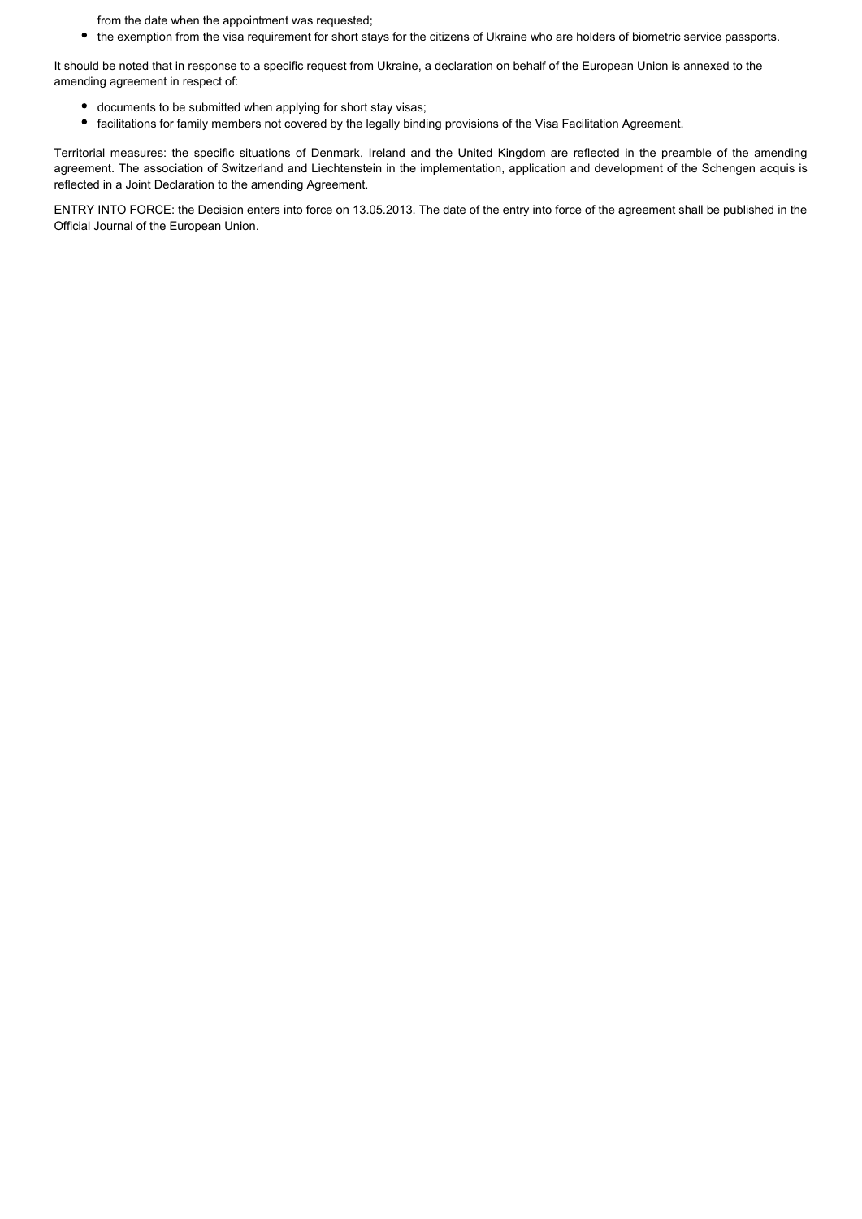from the date when the appointment was requested;

- the exemption from the visa requirement for short stays for the citizens of Ukraine who are holders of biometric service passports.

It should be noted that in response to a specific request from Ukraine, a declaration on behalf of the European Union is annexed to the amending agreement in respect of:

- documents to be submitted when applying for short stay visas;
- facilitations for family members not covered by the legally binding provisions of the Visa Facilitation Agreement.

Territorial measures: the specific situations of Denmark, Ireland and the United Kingdom are reflected in the preamble of the amending agreement. The association of Switzerland and Liechtenstein in the implementation, application and development of the Schengen acquis is reflected in a Joint Declaration to the amending Agreement.

ENTRY INTO FORCE: the Decision enters into force on 13.05.2013. The date of the entry into force of the agreement shall be published in the Official Journal of the European Union.